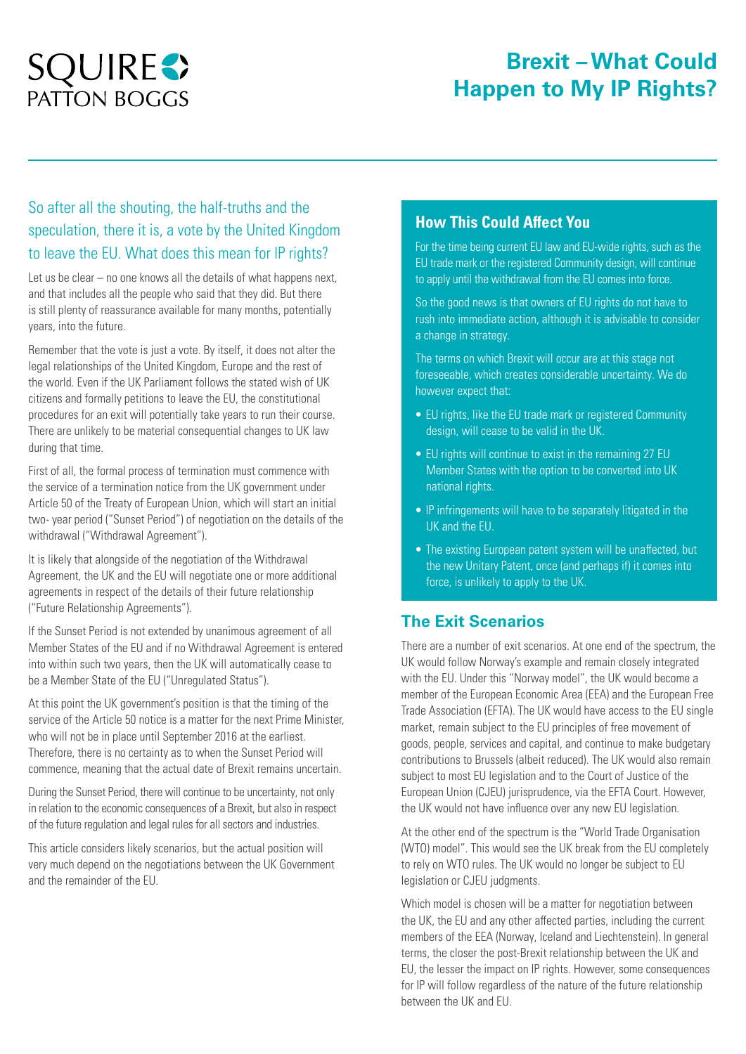SQUIRE PATTON BOGGS

# Brexit – What Could Happen to My IP Rights?

So after all the shouting, the half-truths and the speculation, there it is, a vote by the United Kingdom to leave the EU. What does this mean for IP rights?

Let us be clear – no one knows all the details of what happens next, and that includes all the people who said that they did. But there is still plenty of reassurance available for many months, potentially years, into the future.

Remember that the vote is just a vote. By itself, it does not alter the legal relationships of the United Kingdom, Europe and the rest of the world. Even if the UK Parliament follows the stated wish of UK citizens and formally petitions to leave the EU, the constitutional procedures for an exit will potentially take years to run their course. There are unlikely to be material consequential changes to UK law during that time.

First of all, the formal process of termination must commence with the service of a termination notice from the UK government under Article 50 of the Treaty of European Union, which will start an initial two- year period ("Sunset Period") of negotiation on the details of the withdrawal ("Withdrawal Agreement").

It is likely that alongside of the negotiation of the Withdrawal Agreement, the UK and the EU will negotiate one or more additional agreements in respect of the details of their future relationship ("Future Relationship Agreements").

If the Sunset Period is not extended by unanimous agreement of all Member States of the EU and if no Withdrawal Agreement is entered into within such two years, then the UK will automatically cease to be a Member State of the EU ("Unregulated Status").

At this point the UK government's position is that the timing of the service of the Article 50 notice is a matter for the next Prime Minister, who will not be in place until September 2016 at the earliest. Therefore, there is no certainty as to when the Sunset Period will commence, meaning that the actual date of Brexit remains uncertain.

During the Sunset Period, there will continue to be uncertainty, not only in relation to the economic consequences of a Brexit, but also in respect of the future regulation and legal rules for all sectors and industries.

This article considers likely scenarios, but the actual position will very much depend on the negotiations between the UK Government and the remainder of the EU.

## How This Could Affect You

For the time being current EU law and EU-wide rights, such as the EU trade mark or the registered Community design, will continue to apply until the withdrawal from the EU comes into force.

So the good news is that owners of EU rights do not have to rush into immediate action, although it is advisable to consider a change in strategy.

The terms on which Brexit will occur are at this stage not foreseeable, which creates considerable uncertainty. We do however expect that:

- EU rights, like the EU trade mark or registered Community design, will cease to be valid in the UK.
- EU rights will continue to exist in the remaining 27 EU Member States with the option to be converted into UK national rights.
- IP infringements will have to be separately litigated in the UK and the EU.
- The existing European patent system will be unaffected, but the new Unitary Patent, once (and perhaps if) it comes into force, is unlikely to apply to the UK.

## The Exit Scenarios

There are a number of exit scenarios. At one end of the spectrum, the UK would follow Norway's example and remain closely integrated with the EU. Under this "Norway model", the UK would become a member of the European Economic Area (EEA) and the European Free Trade Association (EFTA). The UK would have access to the EU single market, remain subject to the EU principles of free movement of goods, people, services and capital, and continue to make budgetary contributions to Brussels (albeit reduced). The UK would also remain subject to most EU legislation and to the Court of Justice of the European Union (CJEU) jurisprudence, via the EFTA Court. However, the UK would not have influence over any new EU legislation.

At the other end of the spectrum is the "World Trade Organisation (WTO) model". This would see the UK break from the EU completely to rely on WTO rules. The UK would no longer be subject to EU legislation or CJEU judgments.

Which model is chosen will be a matter for negotiation between the UK, the EU and any other affected parties, including the current members of the EEA (Norway, Iceland and Liechtenstein). In general terms, the closer the post-Brexit relationship between the UK and EU, the lesser the impact on IP rights. However, some consequences for IP will follow regardless of the nature of the future relationship between the UK and EU.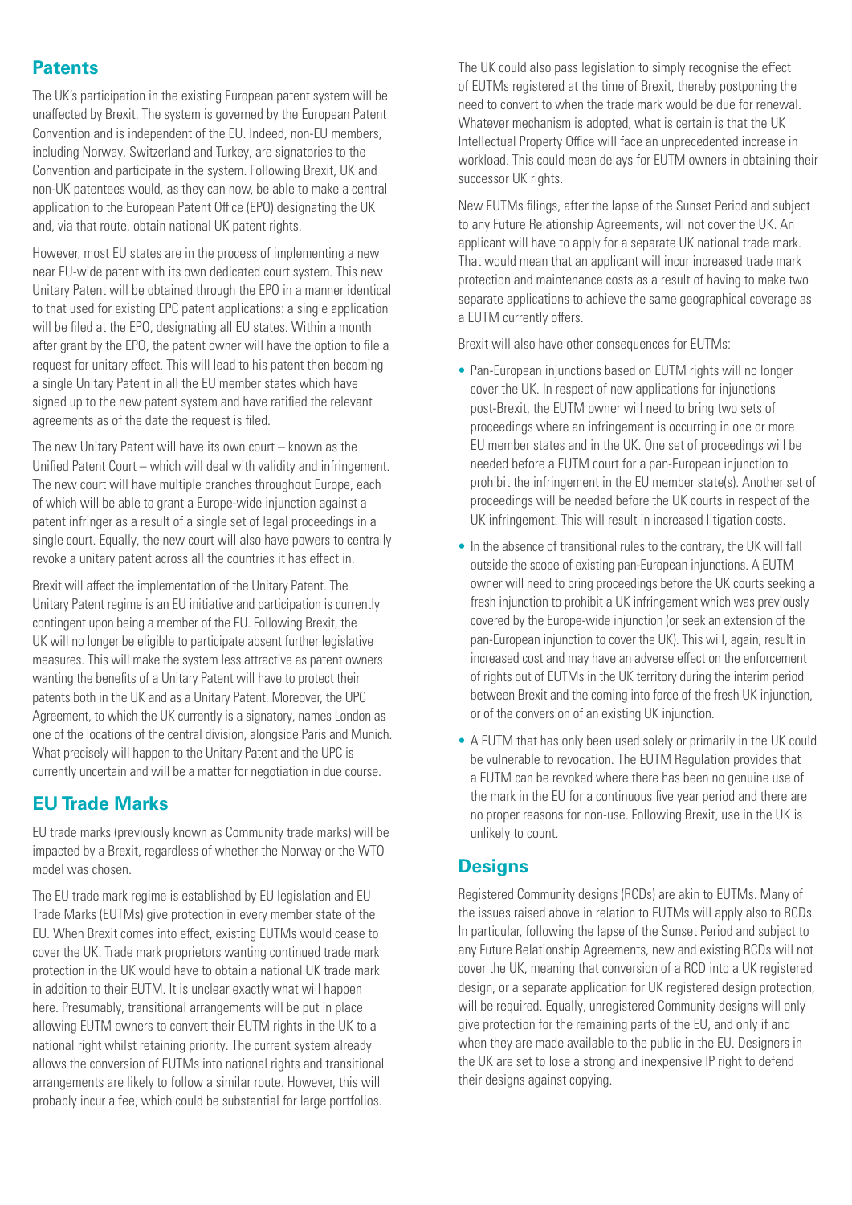## Patents

The UK's participation in the existing European patent system will be unaffected by Brexit. The system is governed by the European Patent Convention and is independent of the EU. Indeed, non-EU members, including Norway, Switzerland and Turkey, are signatories to the Convention and participate in the system. Following Brexit, UK and non-UK patentees would, as they can now, be able to make a central application to the European Patent Office (EPO) designating the UK and, via that route, obtain national UK patent rights.

However, most EU states are in the process of implementing a new near EU-wide patent with its own dedicated court system. This new Unitary Patent will be obtained through the EPO in a manner identical to that used for existing EPC patent applications: a single application will be filed at the EPO, designating all EU states. Within a month after grant by the EPO, the patent owner will have the option to file a request for unitary effect. This will lead to his patent then becoming a single Unitary Patent in all the EU member states which have signed up to the new patent system and have ratified the relevant agreements as of the date the request is filed.

The new Unitary Patent will have its own court – known as the Unified Patent Court – which will deal with validity and infringement. The new court will have multiple branches throughout Europe, each of which will be able to grant a Europe-wide injunction against a patent infringer as a result of a single set of legal proceedings in a single court. Equally, the new court will also have powers to centrally revoke a unitary patent across all the countries it has effect in.

Brexit will affect the implementation of the Unitary Patent. The Unitary Patent regime is an EU initiative and participation is currently contingent upon being a member of the EU. Following Brexit, the UK will no longer be eligible to participate absent further legislative measures. This will make the system less attractive as patent owners wanting the benefits of a Unitary Patent will have to protect their patents both in the UK and as a Unitary Patent. Moreover, the UPC Agreement, to which the UK currently is a signatory, names London as one of the locations of the central division, alongside Paris and Munich. What precisely will happen to the Unitary Patent and the UPC is currently uncertain and will be a matter for negotiation in due course.

## EU Trade Marks

EU trade marks (previously known as Community trade marks) will be impacted by a Brexit, regardless of whether the Norway or the WTO model was chosen.

The EU trade mark regime is established by EU legislation and EU Trade Marks (EUTMs) give protection in every member state of the EU. When Brexit comes into effect, existing EUTMs would cease to cover the UK. Trade mark proprietors wanting continued trade mark protection in the UK would have to obtain a national UK trade mark in addition to their EUTM. It is unclear exactly what will happen here. Presumably, transitional arrangements will be put in place allowing EUTM owners to convert their EUTM rights in the UK to a national right whilst retaining priority. The current system already allows the conversion of EUTMs into national rights and transitional arrangements are likely to follow a similar route. However, this will probably incur a fee, which could be substantial for large portfolios.

The UK could also pass legislation to simply recognise the effect of EUTMs registered at the time of Brexit, thereby postponing the need to convert to when the trade mark would be due for renewal. Whatever mechanism is adopted, what is certain is that the UK Intellectual Property Office will face an unprecedented increase in workload. This could mean delays for EUTM owners in obtaining their successor UK rights.

New EUTMs filings, after the lapse of the Sunset Period and subject to any Future Relationship Agreements, will not cover the UK. An applicant will have to apply for a separate UK national trade mark. That would mean that an applicant will incur increased trade mark protection and maintenance costs as a result of having to make two separate applications to achieve the same geographical coverage as a EUTM currently offers.

Brexit will also have other consequences for EUTMs:

- Pan-European injunctions based on EUTM rights will no longer cover the UK. In respect of new applications for injunctions post-Brexit, the EUTM owner will need to bring two sets of proceedings where an infringement is occurring in one or more EU member states and in the UK. One set of proceedings will be needed before a EUTM court for a pan-European injunction to prohibit the infringement in the EU member state(s). Another set of proceedings will be needed before the UK courts in respect of the UK infringement. This will result in increased litigation costs.
- In the absence of transitional rules to the contrary, the UK will fall outside the scope of existing pan-European injunctions. A EUTM owner will need to bring proceedings before the UK courts seeking a fresh injunction to prohibit a UK infringement which was previously covered by the Europe-wide injunction (or seek an extension of the pan-European injunction to cover the UK). This will, again, result in increased cost and may have an adverse effect on the enforcement of rights out of EUTMs in the UK territory during the interim period between Brexit and the coming into force of the fresh UK injunction, or of the conversion of an existing UK injunction.
- A EUTM that has only been used solely or primarily in the UK could be vulnerable to revocation. The EUTM Regulation provides that a EUTM can be revoked where there has been no genuine use of the mark in the EU for a continuous five year period and there are no proper reasons for non-use. Following Brexit, use in the UK is unlikely to count.

## Designs

Registered Community designs (RCDs) are akin to EUTMs. Many of the issues raised above in relation to EUTMs will apply also to RCDs. In particular, following the lapse of the Sunset Period and subject to any Future Relationship Agreements, new and existing RCDs will not cover the UK, meaning that conversion of a RCD into a UK registered design, or a separate application for UK registered design protection, will be required. Equally, unregistered Community designs will only give protection for the remaining parts of the EU, and only if and when they are made available to the public in the EU. Designers in the UK are set to lose a strong and inexpensive IP right to defend their designs against copying.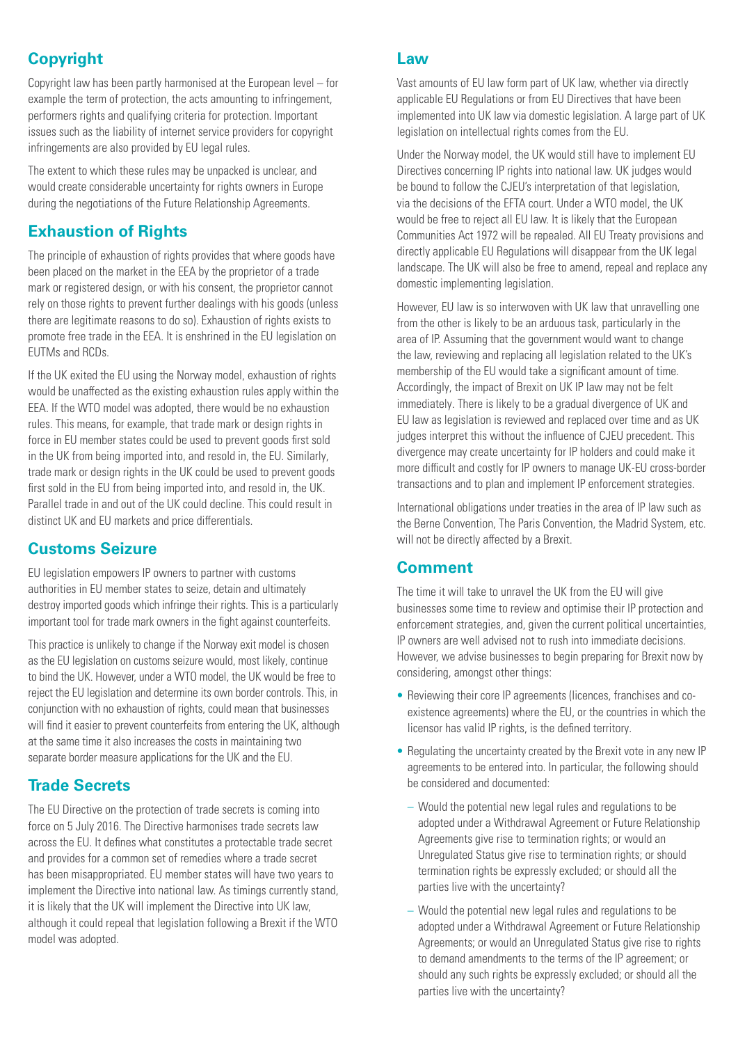## Copyright

Copyright law has been partly harmonised at the European level – for example the term of protection, the acts amounting to infringement, performers rights and qualifying criteria for protection. Important issues such as the liability of internet service providers for copyright infringements are also provided by EU legal rules.

The extent to which these rules may be unpacked is unclear, and would create considerable uncertainty for rights owners in Europe during the negotiations of the Future Relationship Agreements.

## Exhaustion of Rights

The principle of exhaustion of rights provides that where goods have been placed on the market in the EEA by the proprietor of a trade mark or registered design, or with his consent, the proprietor cannot rely on those rights to prevent further dealings with his goods (unless there are legitimate reasons to do so). Exhaustion of rights exists to promote free trade in the EEA. It is enshrined in the EU legislation on EUTMs and RCDs.

If the UK exited the EU using the Norway model, exhaustion of rights would be unaffected as the existing exhaustion rules apply within the EEA. If the WTO model was adopted, there would be no exhaustion rules. This means, for example, that trade mark or design rights in force in EU member states could be used to prevent goods first sold in the UK from being imported into, and resold in, the EU. Similarly, trade mark or design rights in the UK could be used to prevent goods first sold in the EU from being imported into, and resold in, the UK. Parallel trade in and out of the UK could decline. This could result in distinct UK and EU markets and price differentials.

## Customs Seizure

EU legislation empowers IP owners to partner with customs authorities in EU member states to seize, detain and ultimately destroy imported goods which infringe their rights. This is a particularly important tool for trade mark owners in the fight against counterfeits.

This practice is unlikely to change if the Norway exit model is chosen as the EU legislation on customs seizure would, most likely, continue to bind the UK. However, under a WTO model, the UK would be free to reject the EU legislation and determine its own border controls. This, in conjunction with no exhaustion of rights, could mean that businesses will find it easier to prevent counterfeits from entering the UK, although at the same time it also increases the costs in maintaining two separate border measure applications for the UK and the EU.

## Trade Secrets

The EU Directive on the protection of trade secrets is coming into force on 5 July 2016. The Directive harmonises trade secrets law across the EU. It defines what constitutes a protectable trade secret and provides for a common set of remedies where a trade secret has been misappropriated. EU member states will have two years to implement the Directive into national law. As timings currently stand, it is likely that the UK will implement the Directive into UK law, although it could repeal that legislation following a Brexit if the WTO model was adopted.

## Law

Vast amounts of EU law form part of UK law, whether via directly applicable EU Regulations or from EU Directives that have been implemented into UK law via domestic legislation. A large part of UK legislation on intellectual rights comes from the EU.

Under the Norway model, the UK would still have to implement EU Directives concerning IP rights into national law. UK judges would be bound to follow the CJEU's interpretation of that legislation, via the decisions of the EFTA court. Under a WTO model, the UK would be free to reject all EU law. It is likely that the European Communities Act 1972 will be repealed. All EU Treaty provisions and directly applicable EU Regulations will disappear from the UK legal landscape. The UK will also be free to amend, repeal and replace any domestic implementing legislation.

However, EU law is so interwoven with UK law that unravelling one from the other is likely to be an arduous task, particularly in the area of IP. Assuming that the government would want to change the law, reviewing and replacing all legislation related to the UK's membership of the EU would take a significant amount of time. Accordingly, the impact of Brexit on UK IP law may not be felt immediately. There is likely to be a gradual divergence of UK and EU law as legislation is reviewed and replaced over time and as UK judges interpret this without the influence of CJEU precedent. This divergence may create uncertainty for IP holders and could make it more difficult and costly for IP owners to manage UK-EU cross-border transactions and to plan and implement IP enforcement strategies.

International obligations under treaties in the area of IP law such as the Berne Convention, The Paris Convention, the Madrid System, etc. will not be directly affected by a Brexit.

## Comment

The time it will take to unravel the UK from the EU will give businesses some time to review and optimise their IP protection and enforcement strategies, and, given the current political uncertainties, IP owners are well advised not to rush into immediate decisions. However, we advise businesses to begin preparing for Brexit now by considering, amongst other things:

- Reviewing their core IP agreements (licences, franchises and co-existence agreements) where the EU, or the countries in which the licensor has valid IP rights, is the defined territory.
- Regulating the uncertainty created by the Brexit vote in any new IP agreements to be entered into. In particular, the following should be considered and documented:
  - Would the potential new legal rules and regulations to be adopted under a Withdrawal Agreement or Future Relationship Agreements give rise to termination rights; or would an Unregulated Status give rise to termination rights; or should termination rights be expressly excluded; or should all the parties live with the uncertainty?
  - Would the potential new legal rules and regulations to be adopted under a Withdrawal Agreement or Future Relationship Agreements; or would an Unregulated Status give rise to rights to demand amendments to the terms of the IP agreement; or should any such rights be expressly excluded; or should all the parties live with the uncertainty?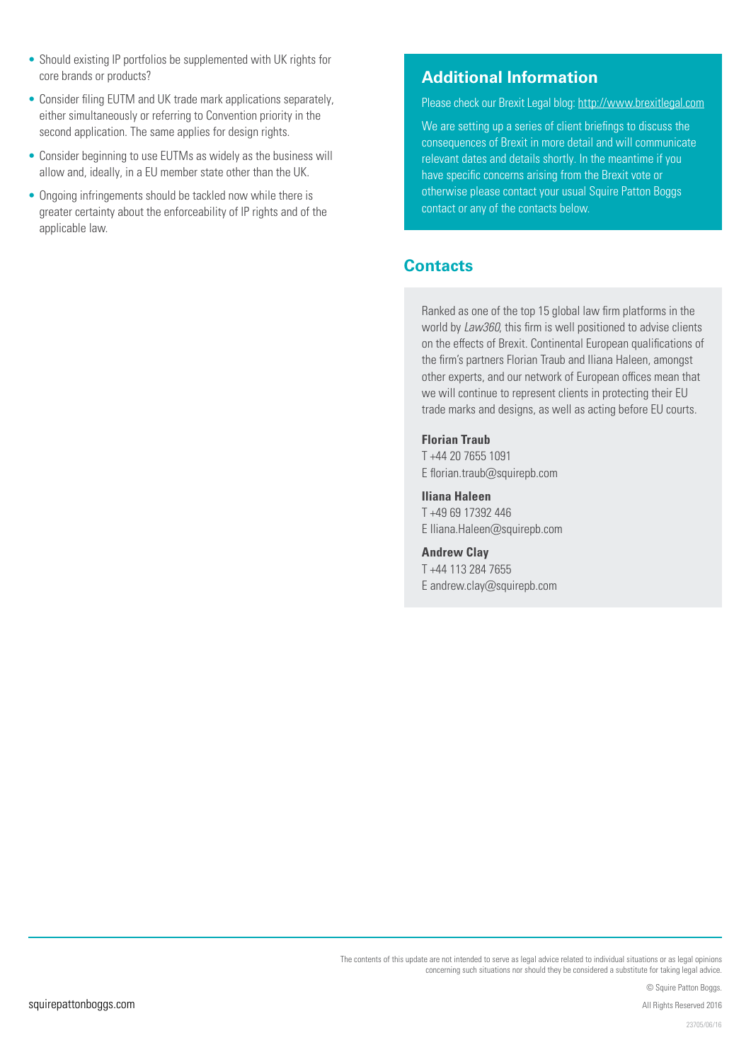- Should existing IP portfolios be supplemented with UK rights for core brands or products?
- Consider filing EUTM and UK trade mark applications separately, either simultaneously or referring to Convention priority in the second application. The same applies for design rights.
- Consider beginning to use EUTMs as widely as the business will allow and, ideally, in a EU member state other than the UK.
- Ongoing infringements should be tackled now while there is greater certainty about the enforceability of IP rights and of the applicable law.

## Additional Information

Please check our Brexit Legal blog: http://www.brexitlegal.com

We are setting up a series of client briefings to discuss the consequences of Brexit in more detail and will communicate relevant dates and details shortly. In the meantime if you have specific concerns arising from the Brexit vote or otherwise please contact your usual Squire Patton Boggs contact or any of the contacts below.

## Contacts

Ranked as one of the top 15 global law firm platforms in the world by *Law360*, this firm is well positioned to advise clients on the effects of Brexit. Continental European qualifications of the firm's partners Florian Traub and Iliana Haleen, amongst other experts, and our network of European offices mean that we will continue to represent clients in protecting their EU trade marks and designs, as well as acting before EU courts.

**Florian Traub**
T +44 20 7655 1091
E florian.traub@squirepb.com

**Iliana Haleen**
T +49 69 17392 446
E Iliana.Haleen@squirepb.com

**Andrew Clay**
T +44 113 284 7655
E andrew.clay@squirepb.com

The contents of this update are not intended to serve as legal advice related to individual situations or as legal opinions concerning such situations nor should they be considered a substitute for taking legal advice.

© Squire Patton Boggs.

All Rights Reserved 2016

squirepattonboggs.com

23705/06/16